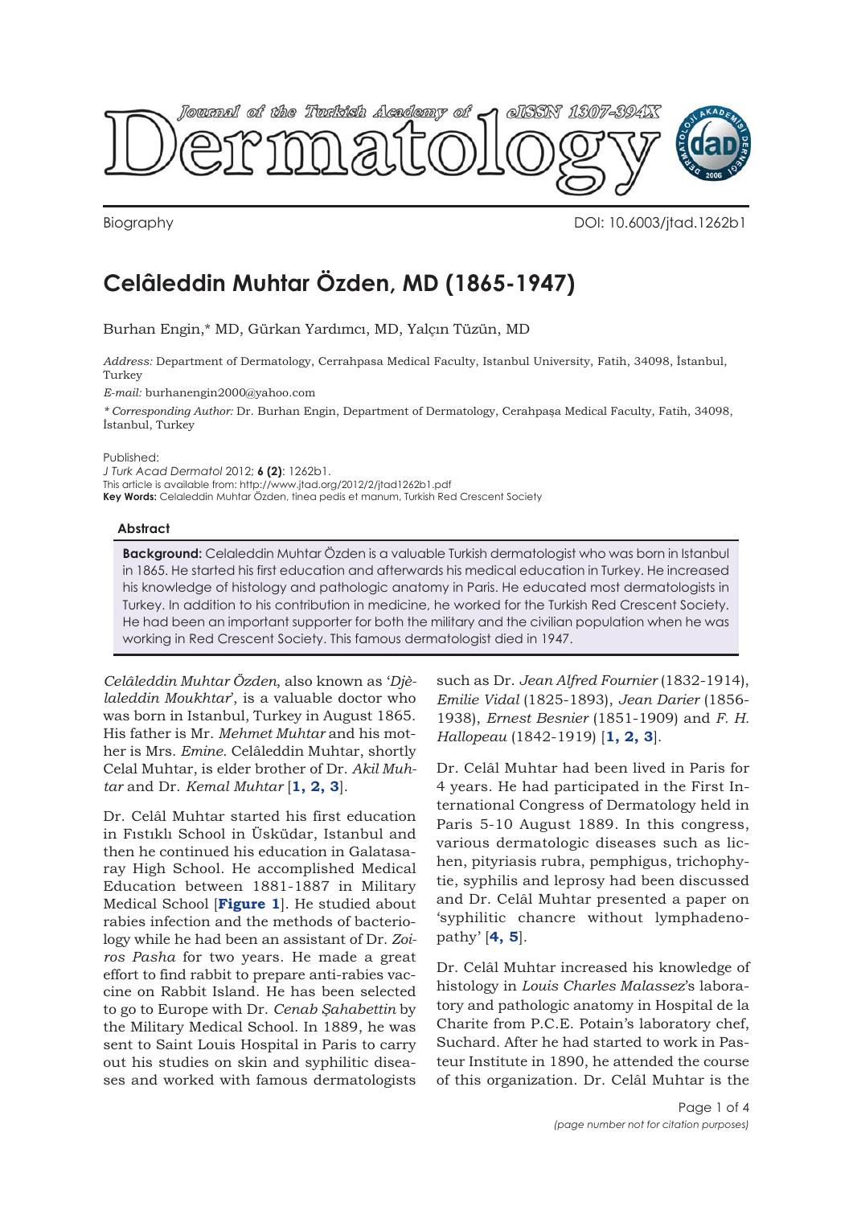Biography

DOI: 10.6003/jtad.1262b1

# Celâleddin Muhtar Özden, MD (1865-1947)

Burhan Engin,* MD, Gürkan Yardımcı, MD, Yalçın Tüzün, MD

*Address:* Department of Dermatology, Cerrahpasa Medical Faculty, Istanbul University, Fatih, 34098, İstanbul, Turkey

*E-mail:* burhanengin2000@yahoo.com

*\* Corresponding Author:* Dr. Burhan Engin, Department of Dermatology, Cerahpaşa Medical Faculty, Fatih, 34098, İstanbul, Turkey

Published:
*J Turk Acad Dermatol* 2012; **6 (2)**: 1262b1.
This article is available from: http://www.jtad.org/2012/2/jtad1262b1.pdf
**Key Words:** Celaleddin Muhtar Özden, tinea pedis et manum, Turkish Red Crescent Society

### Abstract

**Background:** Celaleddin Muhtar Özden is a valuable Turkish dermatologist who was born in Istanbul in 1865. He started his first education and afterwards his medical education in Turkey. He increased his knowledge of histology and pathologic anatomy in Paris. He educated most dermatologists in Turkey. In addition to his contribution in medicine, he worked for the Turkish Red Crescent Society. He had been an important supporter for both the military and the civilian population when he was working in Red Crescent Society. This famous dermatologist died in 1947.

*Celâleddin Muhtar Özden*, also known as '*Djèlaleddin Moukhtar*', is a valuable doctor who was born in Istanbul, Turkey in August 1865. His father is Mr. *Mehmet Muhtar* and his mother is Mrs. *Emine*. Celâleddin Muhtar, shortly Celal Muhtar, is elder brother of Dr. *Akil Muhtar* and Dr. *Kemal Muhtar* [**1, 2, 3**].

Dr. Celâl Muhtar started his first education in Fıstıklı School in Üsküdar, Istanbul and then he continued his education in Galatasaray High School. He accomplished Medical Education between 1881-1887 in Military Medical School [**Figure 1**]. He studied about rabies infection and the methods of bacteriology while he had been an assistant of Dr. *Zoiros Pasha* for two years. He made a great effort to find rabbit to prepare anti-rabies vaccine on Rabbit Island. He has been selected to go to Europe with Dr. *Cenab Şahabettin* by the Military Medical School. In 1889, he was sent to Saint Louis Hospital in Paris to carry out his studies on skin and syphilitic diseases and worked with famous dermatologists such as Dr. *Jean Alfred Fournier* (1832-1914), *Emilie Vidal* (1825-1893), *Jean Darier* (1856-1938), *Ernest Besnier* (1851-1909) and *F. H. Hallopeau* (1842-1919) [**1, 2, 3**].

Dr. Celâl Muhtar had been lived in Paris for 4 years. He had participated in the First International Congress of Dermatology held in Paris 5-10 August 1889. In this congress, various dermatologic diseases such as lichen, pityriasis rubra, pemphigus, trichophytie, syphilis and leprosy had been discussed and Dr. Celâl Muhtar presented a paper on 'syphilitic chancre without lymphadenopathy' [**4, 5**].

Dr. Celâl Muhtar increased his knowledge of histology in *Louis Charles Malassez*'s laboratory and pathologic anatomy in Hospital de la Charite from P.C.E. Potain's laboratory chef, Suchard. After he had started to work in Pasteur Institute in 1890, he attended the course of this organization. Dr. Celâl Muhtar is the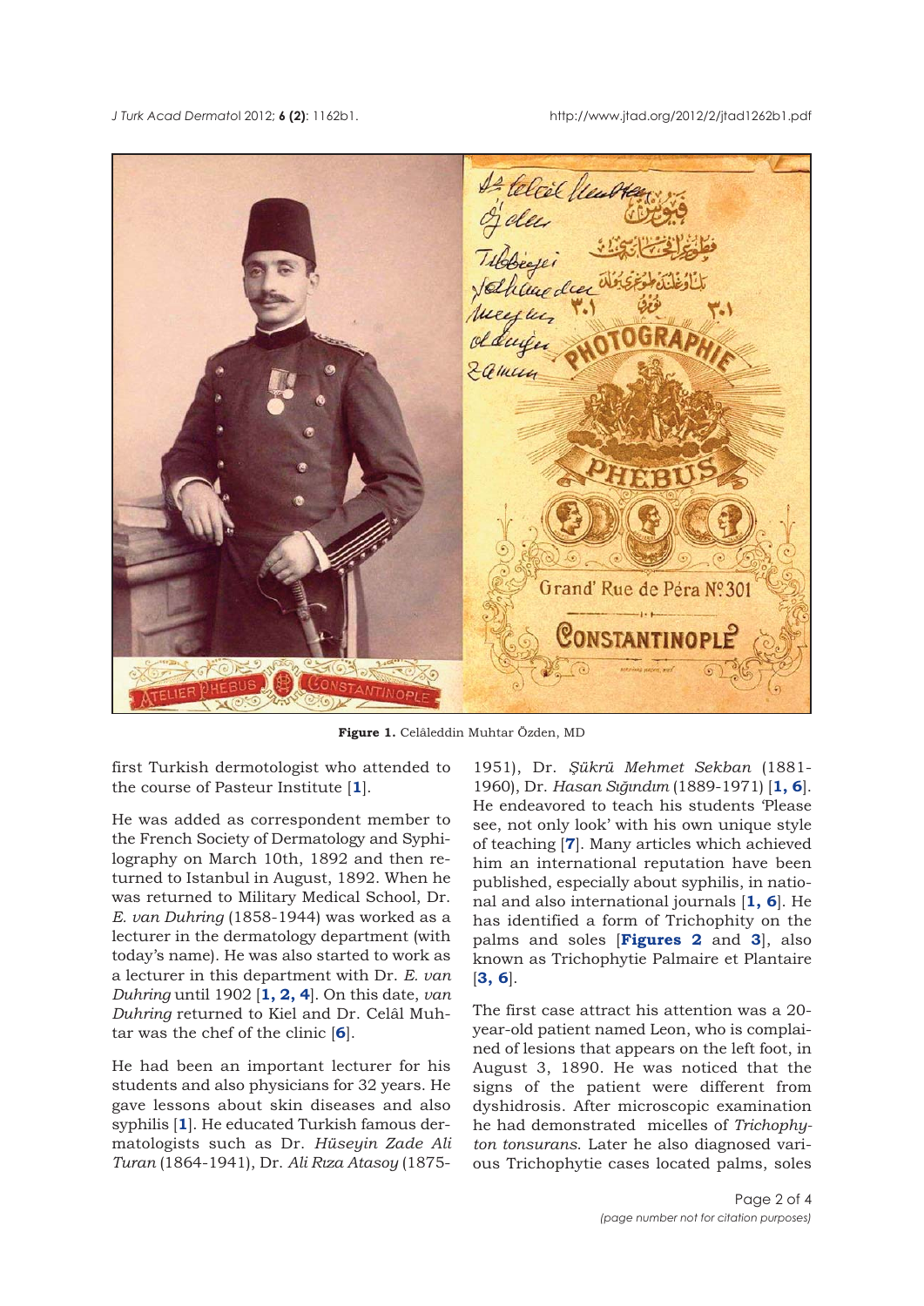**Figure 1.** Celâleddin Muhtar Özden, MD

first Turkish dermotologist who attended to the course of Pasteur Institute [**1**].

He was added as correspondent member to the French Society of Dermatology and Syphilography on March 10th, 1892 and then returned to Istanbul in August, 1892. When he was returned to Military Medical School, Dr. *E. van Duhring* (1858-1944) was worked as a lecturer in the dermatology department (with today's name). He was also started to work as a lecturer in this department with Dr. *E. van Duhring* until 1902 [**1, 2, 4**]. On this date, *van Duhring* returned to Kiel and Dr. Celâl Muhtar was the chef of the clinic [**6**].

He had been an important lecturer for his students and also physicians for 32 years. He gave lessons about skin diseases and also syphilis [**1**]. He educated Turkish famous dermatologists such as Dr. *Hüseyin Zade Ali Turan* (1864-1941), Dr. *Ali Rıza Atasoy* (1875-1951), Dr. *Şükrü Mehmet Sekban* (1881-1960), Dr. *Hasan Sığındım* (1889-1971) [**1, 6**]. He endeavored to teach his students 'Please see, not only look' with his own unique style of teaching [**7**]. Many articles which achieved him an international reputation have been published, especially about syphilis, in national and also international journals [**1, 6**]. He has identified a form of Trichophity on the palms and soles [**Figures 2** and **3**], also known as Trichophytie Palmaire et Plantaire [**3, 6**].

The first case attract his attention was a 20-year-old patient named Leon, who is complained of lesions that appears on the left foot, in August 3, 1890. He was noticed that the signs of the patient were different from dyshidrosis. After microscopic examination he had demonstrated micelles of *Trichophyton tonsurans*. Later he also diagnosed various Trichophytie cases located palms, soles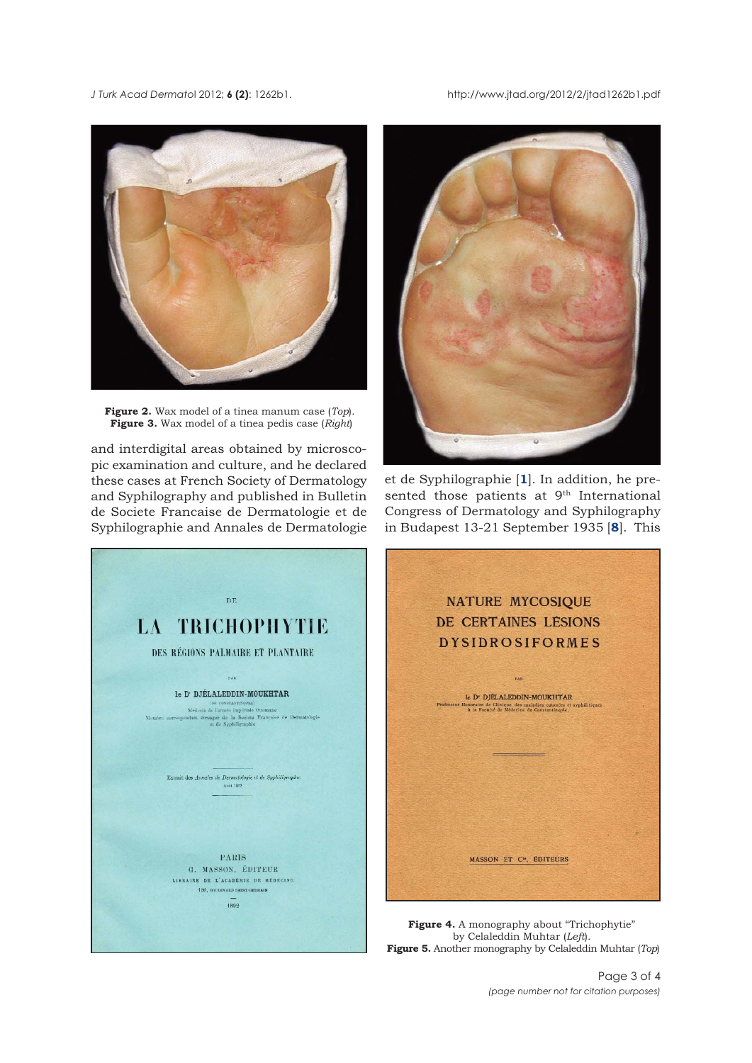**Figure 2.** Wax model of a tinea manum case (*Top*).
**Figure 3.** Wax model of a tinea pedis case (*Right*)

and interdigital areas obtained by microscopic examination and culture, and he declared these cases at French Society of Dermatology and Syphilography and published in Bulletin de Societe Francaise de Dermatologie et de Syphiligraphie and Annales de Dermatologie et de Syphiligraphie [1]. In addition, he presented those patients at 9th International Congress of Dermatology and Syphilography in Budapest 13-21 September 1935 [8]. This

DE

LA TRICHOPHYTIE

DES RÉGIONS PALMAIRE ET PLANTAIRE

PAR

le Dr DJÉLALEDDIN-MOUKHTAR

(DE CONSTANTINOPLE)
Médecin de l'armée impériale Ottomane
Membre correspondant étranger de la Société Française de Dermatologie et de Syphiligraphie

Extrait des *Annales de Dermatologie et de Syphiligraphie*
Août 1892

PARIS
G. MASSON, ÉDITEUR
LIBRAIRE DE L'ACADÉMIE DE MÉDECINE
120, BOULEVARD SAINT-GERMAIN
—
1892

NATURE MYCOSIQUE
DE CERTAINES LÉSIONS
DYSIDROSIFORMES

PAR

le Dr DJÉLALEDDIN-MOUKHTAR
Professeur Honoraire de Clinique des maladies cutanées et syphilitiques à la Faculté de Médecine de Constantinople.

MASSON ET Cie, ÉDITEURS

**Figure 4.** A monography about "Trichophytie" by Celaleddin Muhtar (*Left*).
**Figure 5.** Another monography by Celaleddin Muhtar (*Top*)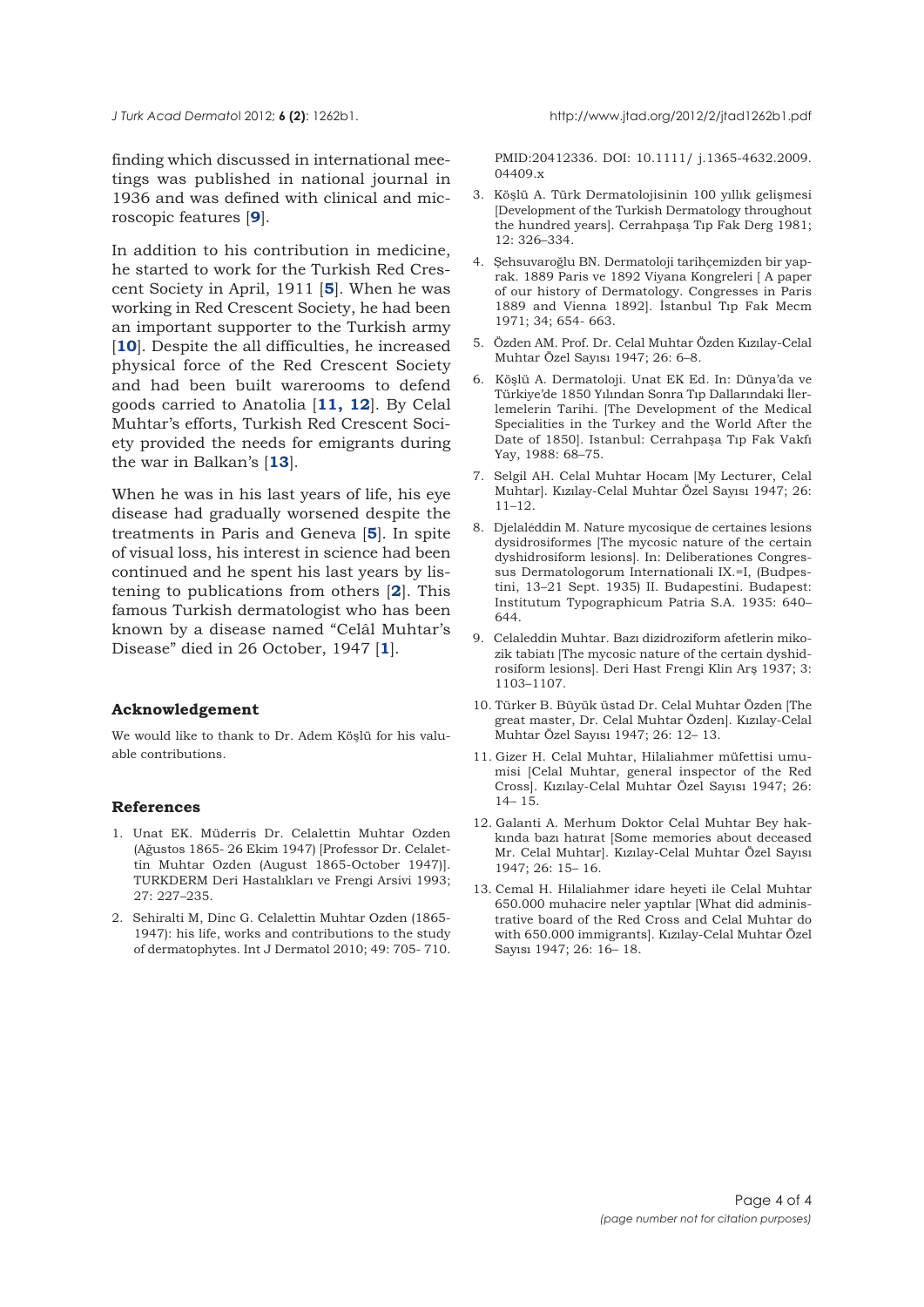finding which discussed in international meetings was published in national journal in 1936 and was defined with clinical and microscopic features [**9**].

In addition to his contribution in medicine, he started to work for the Turkish Red Crescent Society in April, 1911 [**5**]. When he was working in Red Crescent Society, he had been an important supporter to the Turkish army [**10**]. Despite the all difficulties, he increased physical force of the Red Crescent Society and had been built warerooms to defend goods carried to Anatolia [**11, 12**]. By Celal Muhtar's efforts, Turkish Red Crescent Society provided the needs for emigrants during the war in Balkan's [**13**].

When he was in his last years of life, his eye disease had gradually worsened despite the treatments in Paris and Geneva [**5**]. In spite of visual loss, his interest in science had been continued and he spent his last years by listening to publications from others [**2**]. This famous Turkish dermatologist who has been known by a disease named "Celâl Muhtar's Disease" died in 26 October, 1947 [**1**].

## Acknowledgement

We would like to thank to Dr. Adem Köşlü for his valuable contributions.

## References

1. Unat EK. Müderris Dr. Celalettin Muhtar Ozden (Ağustos 1865- 26 Ekim 1947) [Professor Dr. Celalettin Muhtar Ozden (August 1865-October 1947)]. TURKDERM Deri Hastalıkları ve Frengi Arsivi 1993; 27: 227–235.
2. Sehiralti M, Dinc G. Celalettin Muhtar Ozden (1865-1947): his life, works and contributions to the study of dermatophytes. Int J Dermatol 2010; 49: 705- 710. PMID:20412336. DOI: 10.1111/ j.1365-4632.2009.04409.x
3. Köşlü A. Türk Dermatolojisinin 100 yıllık gelişmesi [Development of the Turkish Dermatology throughout the hundred years]. Cerrahpaşa Tıp Fak Derg 1981; 12: 326–334.
4. Şehsuvaroğlu BN. Dermatoloji tarihçemizden bir yaprak. 1889 Paris ve 1892 Viyana Kongreleri [ A paper of our history of Dermatology. Congresses in Paris 1889 and Vienna 1892]. İstanbul Tıp Fak Mecm 1971; 34; 654- 663.
5. Özden AM. Prof. Dr. Celal Muhtar Özden Kızılay-Celal Muhtar Özel Sayısı 1947; 26: 6–8.
6. Köşlü A. Dermatoloji. Unat EK Ed. In: Dünya'da ve Türkiye'de 1850 Yılından Sonra Tıp Dallarındaki İlerlemelerin Tarihi. [The Development of the Medical Specialities in the Turkey and the World After the Date of 1850]. Istanbul: Cerrahpaşa Tıp Fak Vakfı Yay, 1988: 68–75.
7. Selgil AH. Celal Muhtar Hocam [My Lecturer, Celal Muhtar]. Kızılay-Celal Muhtar Özel Sayısı 1947; 26: 11–12.
8. Djelaléddin M. Nature mycosique de certaines lesions dysidrosiformes [The mycosic nature of the certain dyshidrosiform lesions]. In: Deliberationes Congressus Dermatologorum Internationali IX.=I, (Budpestini, 13–21 Sept. 1935) II. Budapestini. Budapest: Institutum Typographicum Patria S.A. 1935: 640–644.
9. Celaleddin Muhtar. Bazı dizidroziform afetlerin mikozik tabiatı [The mycosic nature of the certain dyshidrosiform lesions]. Deri Hast Frengi Klin Arş 1937; 3: 1103–1107.
10. Türker B. Büyük üstad Dr. Celal Muhtar Özden [The great master, Dr. Celal Muhtar Özden]. Kızılay-Celal Muhtar Özel Sayısı 1947; 26: 12– 13.
11. Gizer H. Celal Muhtar, Hilaliahmer müfettisi umumisi [Celal Muhtar, general inspector of the Red Cross]. Kızılay-Celal Muhtar Özel Sayısı 1947; 26: 14– 15.
12. Galanti A. Merhum Doktor Celal Muhtar Bey hakkında bazı hatırat [Some memories about deceased Mr. Celal Muhtar]. Kızılay-Celal Muhtar Özel Sayısı 1947; 26: 15– 16.
13. Cemal H. Hilaliahmer idare heyeti ile Celal Muhtar 650.000 muhacire neler yaptılar [What did administrative board of the Red Cross and Celal Muhtar do with 650.000 immigrants]. Kızılay-Celal Muhtar Özel Sayısı 1947; 26: 16– 18.